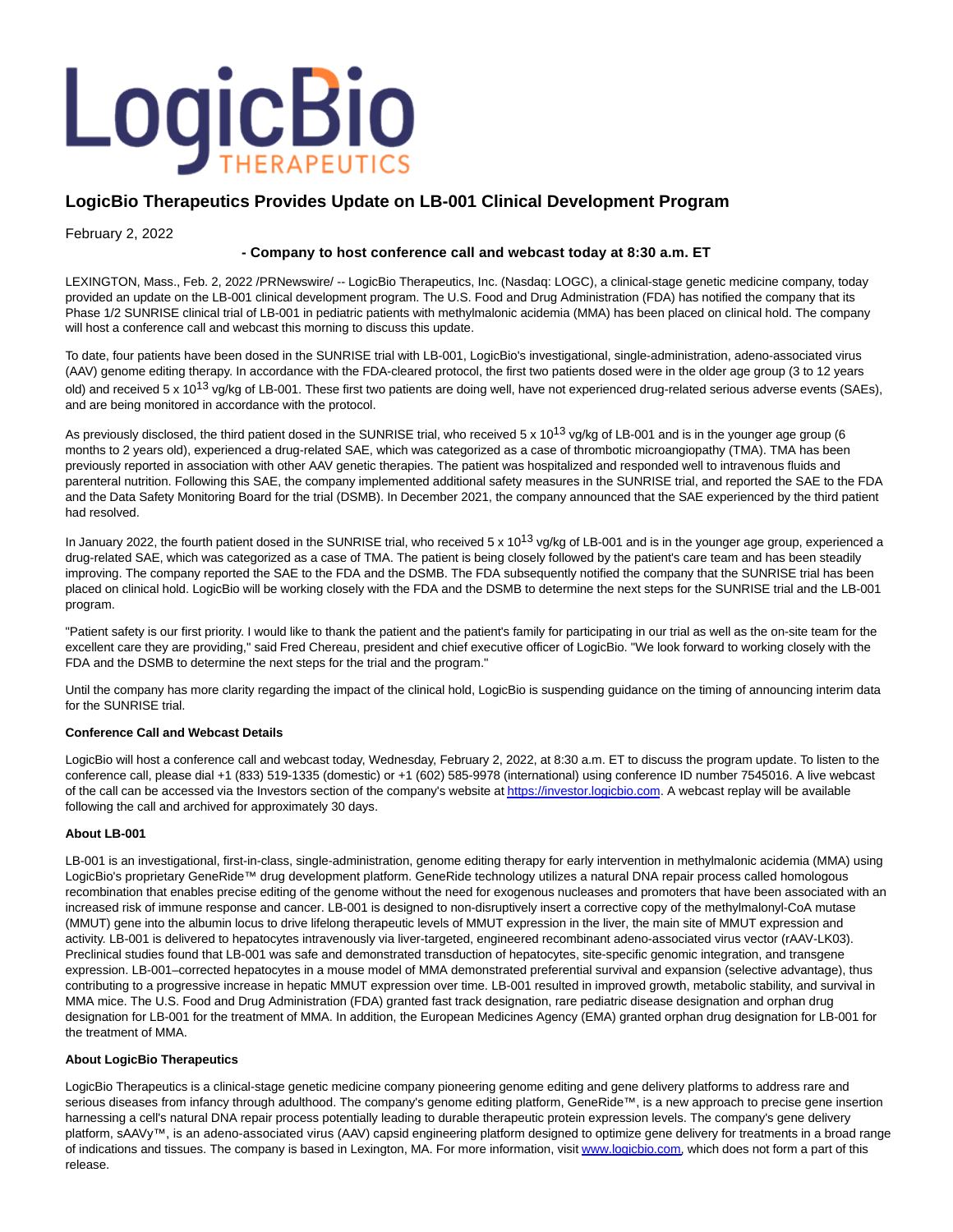# LogicBio Therapeutics Provides Update on LB-001 Clinical Development Program

February 2, 2022

**- Company to host conference call and webcast today at 8:30 a.m. ET**

LEXINGTON, Mass., Feb. 2, 2022 /PRNewswire/ -- LogicBio Therapeutics, Inc. (Nasdaq: LOGC), a clinical-stage genetic medicine company, today provided an update on the LB-001 clinical development program. The U.S. Food and Drug Administration (FDA) has notified the company that its Phase 1/2 SUNRISE clinical trial of LB-001 in pediatric patients with methylmalonic acidemia (MMA) has been placed on clinical hold. The company will host a conference call and webcast this morning to discuss this update.

To date, four patients have been dosed in the SUNRISE trial with LB-001, LogicBio's investigational, single-administration, adeno-associated virus (AAV) genome editing therapy. In accordance with the FDA-cleared protocol, the first two patients dosed were in the older age group (3 to 12 years old) and received $5 \times 10^{13}$ vg/kg of LB-001. These first two patients are doing well, have not experienced drug-related serious adverse events (SAEs), and are being monitored in accordance with the protocol.

As previously disclosed, the third patient dosed in the SUNRISE trial, who received $5 \times 10^{13}$ vg/kg of LB-001 and is in the younger age group (6 months to 2 years old), experienced a drug-related SAE, which was categorized as a case of thrombotic microangiopathy (TMA). TMA has been previously reported in association with other AAV genetic therapies. The patient was hospitalized and responded well to intravenous fluids and parenteral nutrition. Following this SAE, the company implemented additional safety measures in the SUNRISE trial, and reported the SAE to the FDA and the Data Safety Monitoring Board for the trial (DSMB). In December 2021, the company announced that the SAE experienced by the third patient had resolved.

In January 2022, the fourth patient dosed in the SUNRISE trial, who received $5 \times 10^{13}$ vg/kg of LB-001 and is in the younger age group, experienced a drug-related SAE, which was categorized as a case of TMA. The patient is being closely followed by the patient's care team and has been steadily improving. The company reported the SAE to the FDA and the DSMB. The FDA subsequently notified the company that the SUNRISE trial has been placed on clinical hold. LogicBio will be working closely with the FDA and the DSMB to determine the next steps for the SUNRISE trial and the LB-001 program.

"Patient safety is our first priority. I would like to thank the patient and the patient's family for participating in our trial as well as the on-site team for the excellent care they are providing," said Fred Chereau, president and chief executive officer of LogicBio. "We look forward to working closely with the FDA and the DSMB to determine the next steps for the trial and the program."

Until the company has more clarity regarding the impact of the clinical hold, LogicBio is suspending guidance on the timing of announcing interim data for the SUNRISE trial.

**Conference Call and Webcast Details**

LogicBio will host a conference call and webcast today, Wednesday, February 2, 2022, at 8:30 a.m. ET to discuss the program update. To listen to the conference call, please dial +1 (833) 519-1335 (domestic) or +1 (602) 585-9978 (international) using conference ID number 7545016. A live webcast of the call can be accessed via the Investors section of the company's website at https://investor.logicbio.com. A webcast replay will be available following the call and archived for approximately 30 days.

**About LB-001**

LB-001 is an investigational, first-in-class, single-administration, genome editing therapy for early intervention in methylmalonic acidemia (MMA) using LogicBio's proprietary GeneRide™ drug development platform. GeneRide technology utilizes a natural DNA repair process called homologous recombination that enables precise editing of the genome without the need for exogenous nucleases and promoters that have been associated with an increased risk of immune response and cancer. LB-001 is designed to non-disruptively insert a corrective copy of the methylmalonyl-CoA mutase (MMUT) gene into the albumin locus to drive lifelong therapeutic levels of MMUT expression in the liver, the main site of MMUT expression and activity. LB-001 is delivered to hepatocytes intravenously via liver-targeted, engineered recombinant adeno-associated virus vector (rAAV-LK03). Preclinical studies found that LB-001 was safe and demonstrated transduction of hepatocytes, site-specific genomic integration, and transgene expression. LB-001–corrected hepatocytes in a mouse model of MMA demonstrated preferential survival and expansion (selective advantage), thus contributing to a progressive increase in hepatic MMUT expression over time. LB-001 resulted in improved growth, metabolic stability, and survival in MMA mice. The U.S. Food and Drug Administration (FDA) granted fast track designation, rare pediatric disease designation and orphan drug designation for LB-001 for the treatment of MMA. In addition, the European Medicines Agency (EMA) granted orphan drug designation for LB-001 for the treatment of MMA.

**About LogicBio Therapeutics**

LogicBio Therapeutics is a clinical-stage genetic medicine company pioneering genome editing and gene delivery platforms to address rare and serious diseases from infancy through adulthood. The company's genome editing platform, GeneRide™, is a new approach to precise gene insertion harnessing a cell's natural DNA repair process potentially leading to durable therapeutic protein expression levels. The company's gene delivery platform, sAAVy™, is an adeno-associated virus (AAV) capsid engineering platform designed to optimize gene delivery for treatments in a broad range of indications and tissues. The company is based in Lexington, MA. For more information, visit www.logicbio.com, which does not form a part of this release.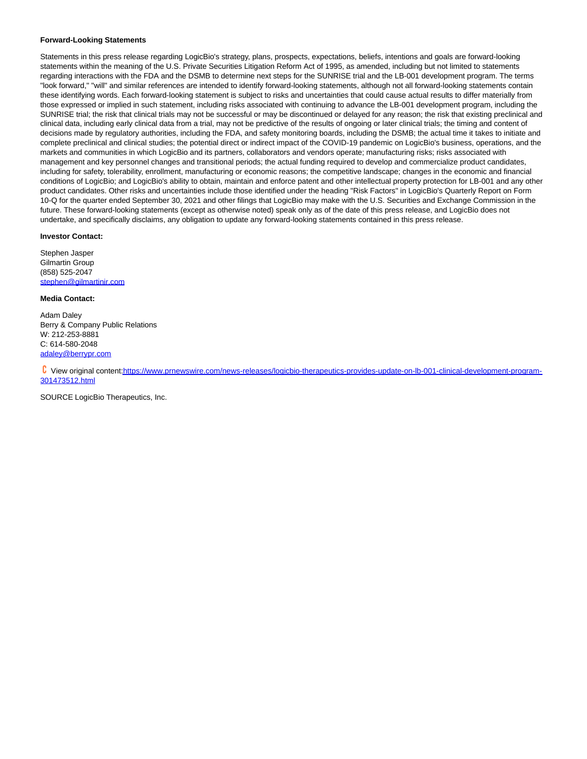**Forward-Looking Statements**

Statements in this press release regarding LogicBio's strategy, plans, prospects, expectations, beliefs, intentions and goals are forward-looking statements within the meaning of the U.S. Private Securities Litigation Reform Act of 1995, as amended, including but not limited to statements regarding interactions with the FDA and the DSMB to determine next steps for the SUNRISE trial and the LB-001 development program. The terms "look forward," "will" and similar references are intended to identify forward-looking statements, although not all forward-looking statements contain these identifying words. Each forward-looking statement is subject to risks and uncertainties that could cause actual results to differ materially from those expressed or implied in such statement, including risks associated with continuing to advance the LB-001 development program, including the SUNRISE trial; the risk that clinical trials may not be successful or may be discontinued or delayed for any reason; the risk that existing preclinical and clinical data, including early clinical data from a trial, may not be predictive of the results of ongoing or later clinical trials; the timing and content of decisions made by regulatory authorities, including the FDA, and safety monitoring boards, including the DSMB; the actual time it takes to initiate and complete preclinical and clinical studies; the potential direct or indirect impact of the COVID-19 pandemic on LogicBio's business, operations, and the markets and communities in which LogicBio and its partners, collaborators and vendors operate; manufacturing risks; risks associated with management and key personnel changes and transitional periods; the actual funding required to develop and commercialize product candidates, including for safety, tolerability, enrollment, manufacturing or economic reasons; the competitive landscape; changes in the economic and financial conditions of LogicBio; and LogicBio's ability to obtain, maintain and enforce patent and other intellectual property protection for LB-001 and any other product candidates. Other risks and uncertainties include those identified under the heading "Risk Factors" in LogicBio's Quarterly Report on Form 10-Q for the quarter ended September 30, 2021 and other filings that LogicBio may make with the U.S. Securities and Exchange Commission in the future. These forward-looking statements (except as otherwise noted) speak only as of the date of this press release, and LogicBio does not undertake, and specifically disclaims, any obligation to update any forward-looking statements contained in this press release.

**Investor Contact:**

Stephen Jasper
Gilmartin Group
(858) 525-2047
stephen@gilmartinir.com

**Media Contact:**

Adam Daley
Berry & Company Public Relations
W: 212-253-8881
C: 614-580-2048
adaley@berrypr.com

View original content:https://www.prnewswire.com/news-releases/logicbio-therapeutics-provides-update-on-lb-001-clinical-development-program-301473512.html

SOURCE LogicBio Therapeutics, Inc.